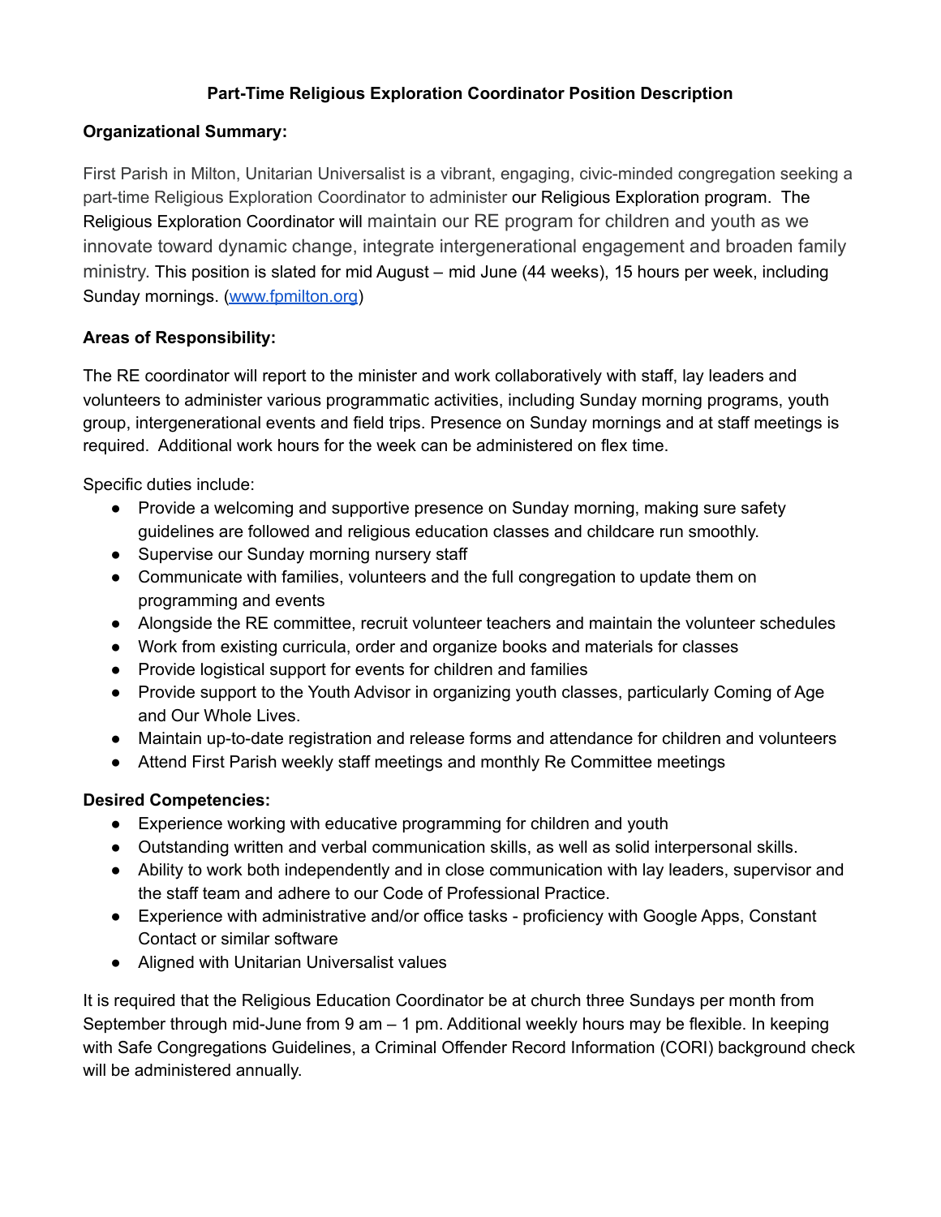# Part-Time Religious Exploration Coordinator Position Description

**Organizational Summary:**

First Parish in Milton, Unitarian Universalist is a vibrant, engaging, civic-minded congregation seeking a part-time Religious Exploration Coordinator to administer our Religious Exploration program. The Religious Exploration Coordinator will maintain our RE program for children and youth as we innovate toward dynamic change, integrate intergenerational engagement and broaden family ministry. This position is slated for mid August – mid June (44 weeks), 15 hours per week, including Sunday mornings. (www.fpmilton.org)

**Areas of Responsibility:**

The RE coordinator will report to the minister and work collaboratively with staff, lay leaders and volunteers to administer various programmatic activities, including Sunday morning programs, youth group, intergenerational events and field trips. Presence on Sunday mornings and at staff meetings is required. Additional work hours for the week can be administered on flex time.

Specific duties include:

- Provide a welcoming and supportive presence on Sunday morning, making sure safety guidelines are followed and religious education classes and childcare run smoothly.
- Supervise our Sunday morning nursery staff
- Communicate with families, volunteers and the full congregation to update them on programming and events
- Alongside the RE committee, recruit volunteer teachers and maintain the volunteer schedules
- Work from existing curricula, order and organize books and materials for classes
- Provide logistical support for events for children and families
- Provide support to the Youth Advisor in organizing youth classes, particularly Coming of Age and Our Whole Lives.
- Maintain up-to-date registration and release forms and attendance for children and volunteers
- Attend First Parish weekly staff meetings and monthly Re Committee meetings

**Desired Competencies:**

- Experience working with educative programming for children and youth
- Outstanding written and verbal communication skills, as well as solid interpersonal skills.
- Ability to work both independently and in close communication with lay leaders, supervisor and the staff team and adhere to our Code of Professional Practice.
- Experience with administrative and/or office tasks - proficiency with Google Apps, Constant Contact or similar software
- Aligned with Unitarian Universalist values

It is required that the Religious Education Coordinator be at church three Sundays per month from September through mid-June from 9 am – 1 pm. Additional weekly hours may be flexible. In keeping with Safe Congregations Guidelines, a Criminal Offender Record Information (CORI) background check will be administered annually.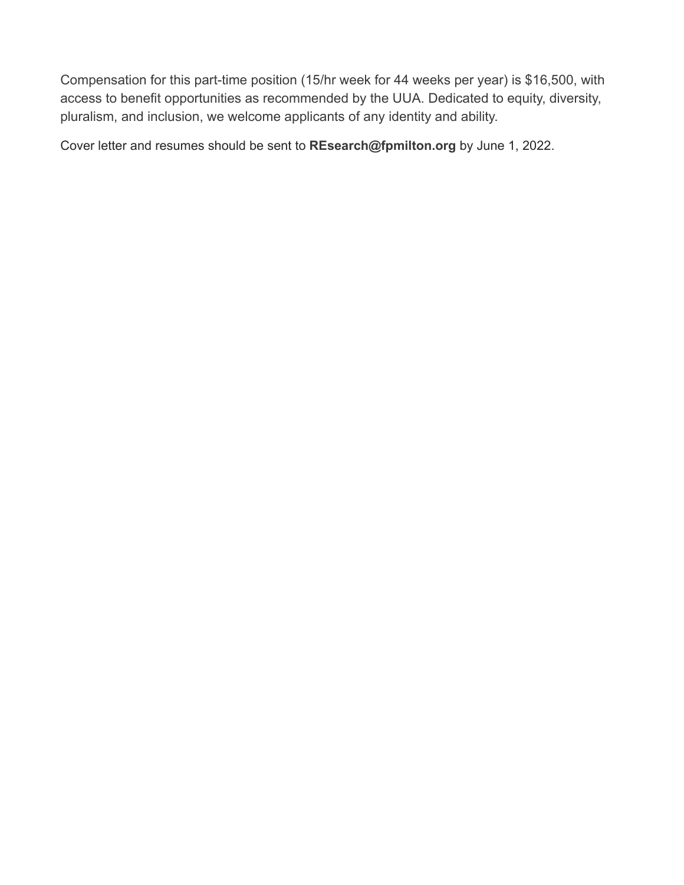Compensation for this part-time position (15/hr week for 44 weeks per year) is $16,500, with access to benefit opportunities as recommended by the UUA. Dedicated to equity, diversity, pluralism, and inclusion, we welcome applicants of any identity and ability.

Cover letter and resumes should be sent to **REsearch@fpmilton.org** by June 1, 2022.